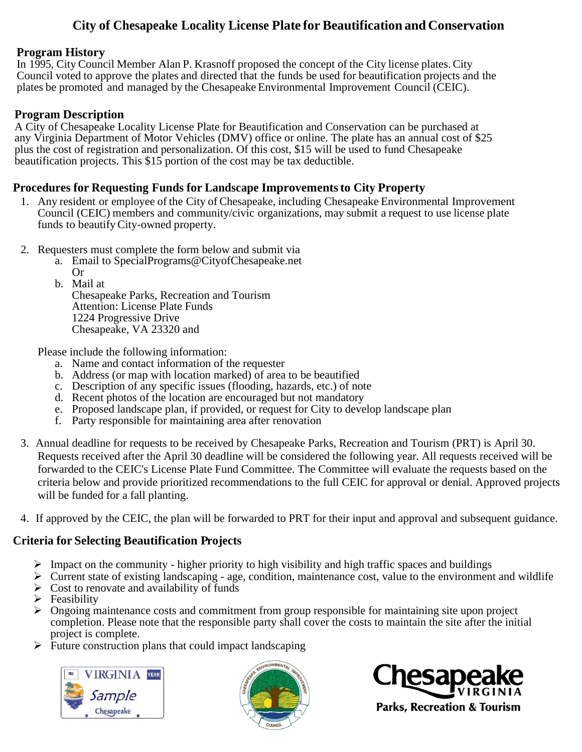# City of Chesapeake Locality License Plate for Beautification and Conservation

## Program History

In 1995, City Council Member Alan P. Krasnoff proposed the concept of the City license plates. City Council voted to approve the plates and directed that the funds be used for beautification projects and the plates be promoted and managed by the Chesapeake Environmental Improvement Council (CEIC).

## Program Description

A City of Chesapeake Locality License Plate for Beautification and Conservation can be purchased at any Virginia Department of Motor Vehicles (DMV) office or online. The plate has an annual cost of $25 plus the cost of registration and personalization. Of this cost, $15 will be used to fund Chesapeake beautification projects. This $15 portion of the cost may be tax deductible.

## Procedures for Requesting Funds for Landscape Improvements to City Property

1. Any resident or employee of the City of Chesapeake, including Chesapeake Environmental Improvement Council (CEIC) members and community/civic organizations, may submit a request to use license plate funds to beautify City-owned property.

2. Requesters must complete the form below and submit via
   a. Email to SpecialPrograms@CityofChesapeake.net
      Or
   b. Mail at
      Chesapeake Parks, Recreation and Tourism
      Attention: License Plate Funds
      1224 Progressive Drive
      Chesapeake, VA 23320 and

   Please include the following information:
   a. Name and contact information of the requester
   b. Address (or map with location marked) of area to be beautified
   c. Description of any specific issues (flooding, hazards, etc.) of note
   d. Recent photos of the location are encouraged but not mandatory
   e. Proposed landscape plan, if provided, or request for City to develop landscape plan
   f. Party responsible for maintaining area after renovation

3. Annual deadline for requests to be received by Chesapeake Parks, Recreation and Tourism (PRT) is April 30. Requests received after the April 30 deadline will be considered the following year. All requests received will be forwarded to the CEIC's License Plate Fund Committee. The Committee will evaluate the requests based on the criteria below and provide prioritized recommendations to the full CEIC for approval or denial. Approved projects will be funded for a fall planting.

4. If approved by the CEIC, the plan will be forwarded to PRT for their input and approval and subsequent guidance.

## Criteria for Selecting Beautification Projects

- Impact on the community - higher priority to high visibility and high traffic spaces and buildings
- Current state of existing landscaping - age, condition, maintenance cost, value to the environment and wildlife
- Cost to renovate and availability of funds
- Feasibility
- Ongoing maintenance costs and commitment from group responsible for maintaining site upon project completion. Please note that the responsible party shall cover the costs to maintain the site after the initial project is complete.
- Future construction plans that could impact landscaping

Chesapeake VIRGINIA
Parks, Recreation & Tourism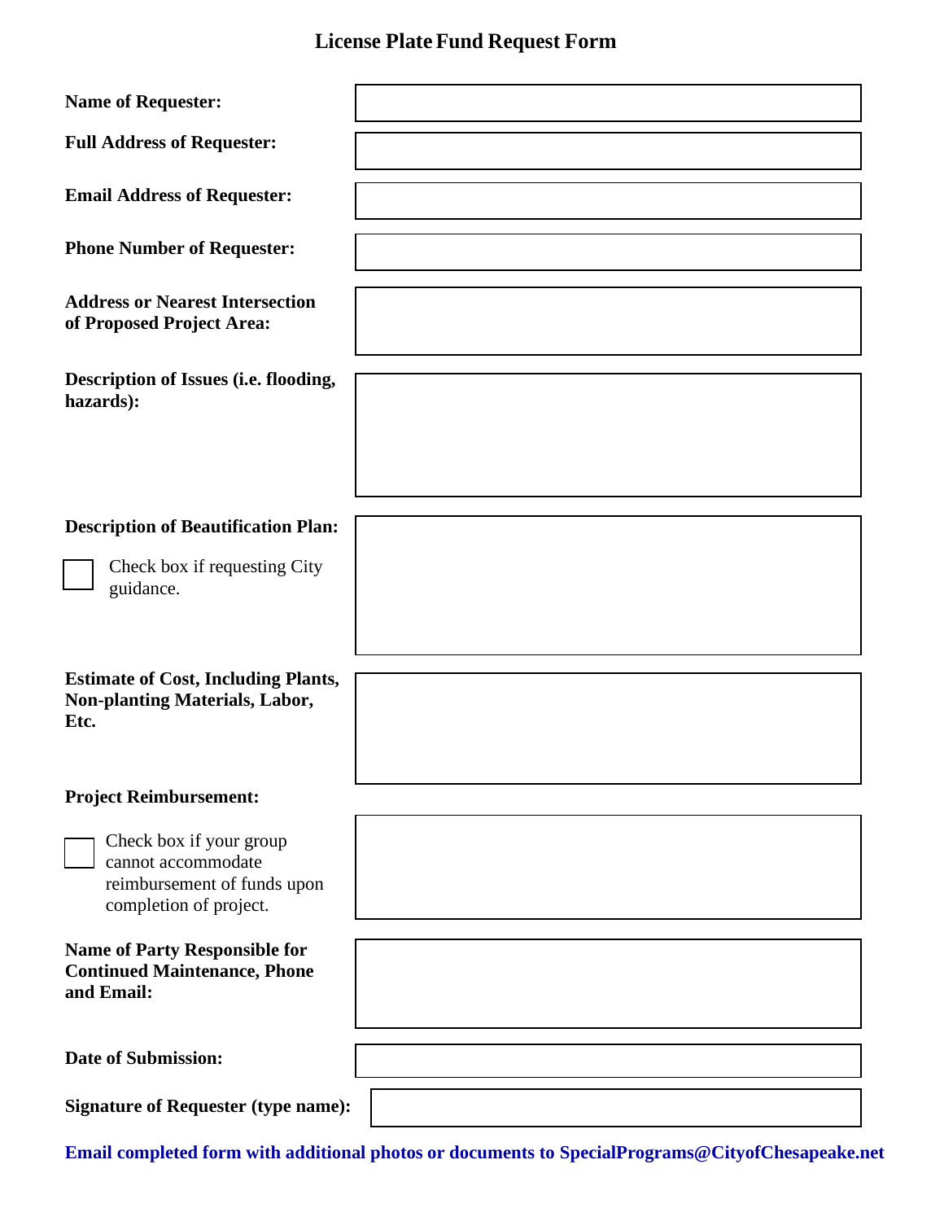# License Plate Fund Request Form

**Name of Requester:**

**Full Address of Requester:**

**Email Address of Requester:**

**Phone Number of Requester:**

**Address or Nearest Intersection of Proposed Project Area:**

**Description of Issues (i.e. flooding, hazards):**

**Description of Beautification Plan:**

☐ Check box if requesting City guidance.

**Estimate of Cost, Including Plants, Non-planting Materials, Labor, Etc.**

**Project Reimbursement:**

☐ Check box if your group cannot accommodate reimbursement of funds upon completion of project.

**Name of Party Responsible for Continued Maintenance, Phone and Email:**

**Date of Submission:**

**Signature of Requester (type name):**

**Email completed form with additional photos or documents to SpecialPrograms@CityofChesapeake.net**